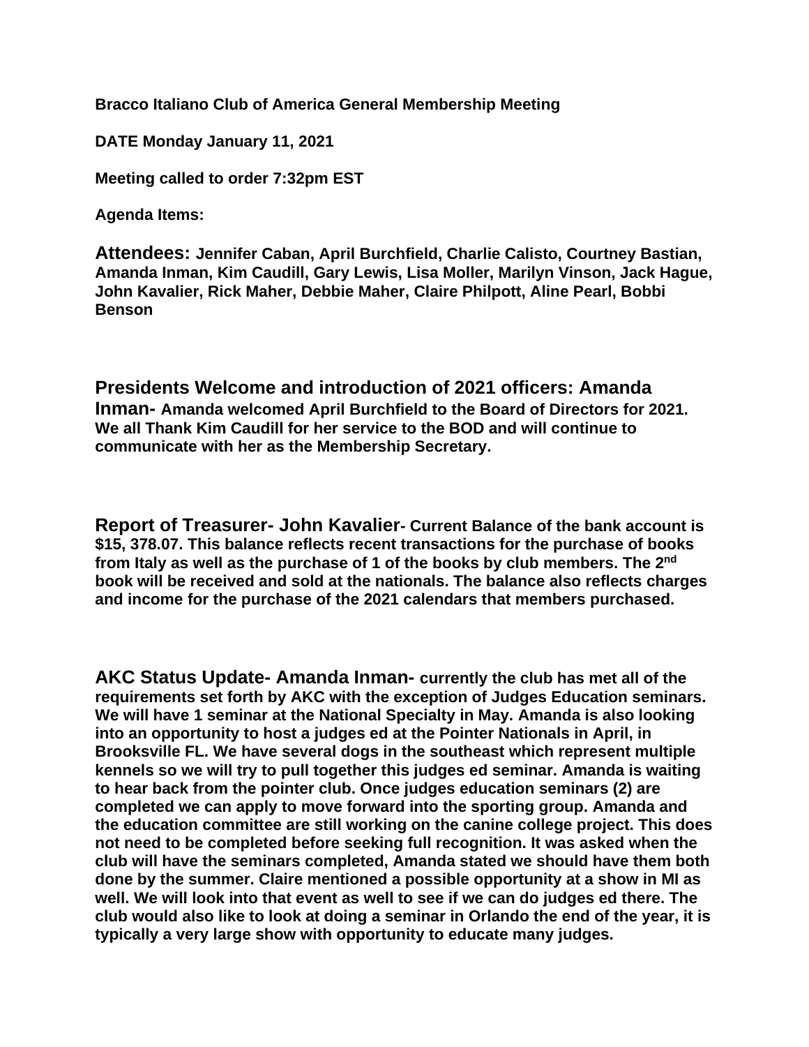**Bracco Italiano Club of America General Membership Meeting**

**DATE Monday January 11, 2021**

**Meeting called to order 7:32pm EST**

**Agenda Items:**

**Attendees: Jennifer Caban, April Burchfield, Charlie Calisto, Courtney Bastian, Amanda Inman, Kim Caudill, Gary Lewis, Lisa Moller, Marilyn Vinson, Jack Hague, John Kavalier, Rick Maher, Debbie Maher, Claire Philpott, Aline Pearl, Bobbi Benson**

**Presidents Welcome and introduction of 2021 officers: Amanda Inman- Amanda welcomed April Burchfield to the Board of Directors for 2021. We all Thank Kim Caudill for her service to the BOD and will continue to communicate with her as the Membership Secretary.**

**Report of Treasurer- John Kavalier- Current Balance of the bank account is $15, 378.07. This balance reflects recent transactions for the purchase of books from Italy as well as the purchase of 1 of the books by club members. The 2nd book will be received and sold at the nationals. The balance also reflects charges and income for the purchase of the 2021 calendars that members purchased.**

**AKC Status Update- Amanda Inman- currently the club has met all of the requirements set forth by AKC with the exception of Judges Education seminars. We will have 1 seminar at the National Specialty in May. Amanda is also looking into an opportunity to host a judges ed at the Pointer Nationals in April, in Brooksville FL. We have several dogs in the southeast which represent multiple kennels so we will try to pull together this judges ed seminar. Amanda is waiting to hear back from the pointer club. Once judges education seminars (2) are completed we can apply to move forward into the sporting group. Amanda and the education committee are still working on the canine college project. This does not need to be completed before seeking full recognition. It was asked when the club will have the seminars completed, Amanda stated we should have them both done by the summer. Claire mentioned a possible opportunity at a show in MI as well. We will look into that event as well to see if we can do judges ed there. The club would also like to look at doing a seminar in Orlando the end of the year, it is typically a very large show with opportunity to educate many judges.**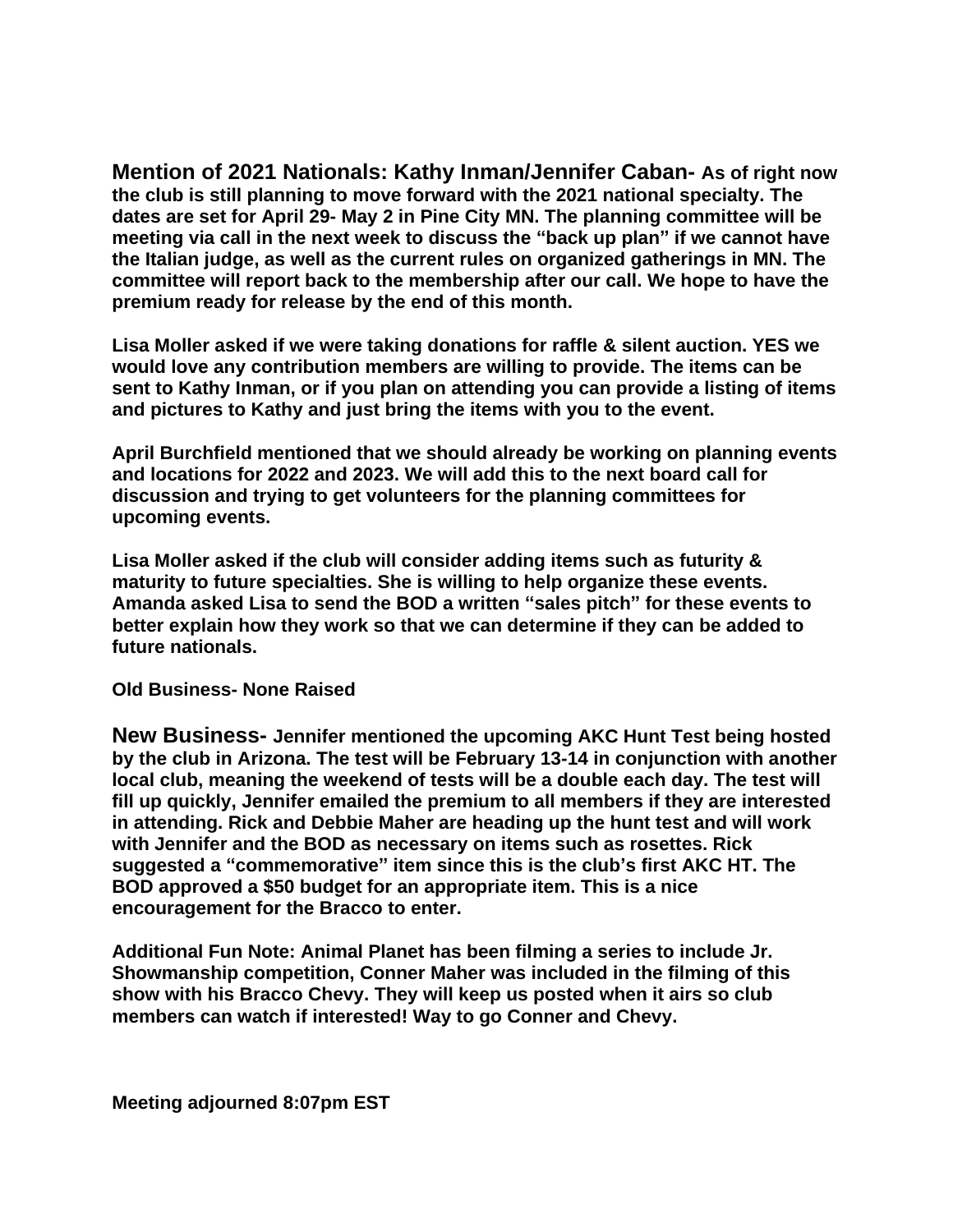**Mention of 2021 Nationals: Kathy Inman/Jennifer Caban- As of right now the club is still planning to move forward with the 2021 national specialty. The dates are set for April 29- May 2 in Pine City MN. The planning committee will be meeting via call in the next week to discuss the "back up plan" if we cannot have the Italian judge, as well as the current rules on organized gatherings in MN. The committee will report back to the membership after our call. We hope to have the premium ready for release by the end of this month.**

**Lisa Moller asked if we were taking donations for raffle & silent auction. YES we would love any contribution members are willing to provide. The items can be sent to Kathy Inman, or if you plan on attending you can provide a listing of items and pictures to Kathy and just bring the items with you to the event.**

**April Burchfield mentioned that we should already be working on planning events and locations for 2022 and 2023. We will add this to the next board call for discussion and trying to get volunteers for the planning committees for upcoming events.**

**Lisa Moller asked if the club will consider adding items such as futurity & maturity to future specialties. She is willing to help organize these events. Amanda asked Lisa to send the BOD a written "sales pitch" for these events to better explain how they work so that we can determine if they can be added to future nationals.**

**Old Business- None Raised**

**New Business- Jennifer mentioned the upcoming AKC Hunt Test being hosted by the club in Arizona. The test will be February 13-14 in conjunction with another local club, meaning the weekend of tests will be a double each day. The test will fill up quickly, Jennifer emailed the premium to all members if they are interested in attending. Rick and Debbie Maher are heading up the hunt test and will work with Jennifer and the BOD as necessary on items such as rosettes. Rick suggested a "commemorative" item since this is the club's first AKC HT. The BOD approved a $50 budget for an appropriate item. This is a nice encouragement for the Bracco to enter.**

**Additional Fun Note: Animal Planet has been filming a series to include Jr. Showmanship competition, Conner Maher was included in the filming of this show with his Bracco Chevy. They will keep us posted when it airs so club members can watch if interested! Way to go Conner and Chevy.**

**Meeting adjourned 8:07pm EST**